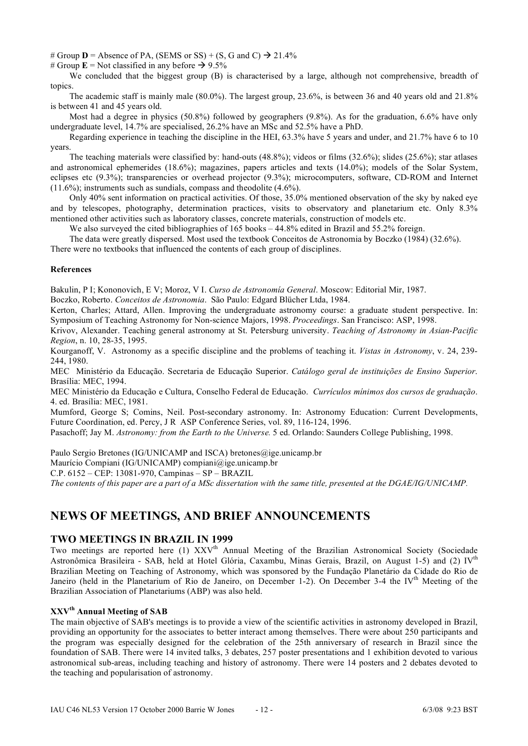# Group **D** = Absence of PA, (SEMS or SS) + (S, G and C) → 21.4%

# Group **E** = Not classified in any before → 9.5%

We concluded that the biggest group (B) is characterised by a large, although not comprehensive, breadth of topics.

The academic staff is mainly male (80.0%). The largest group, 23.6%, is between 36 and 40 years old and 21.8% is between 41 and 45 years old.

Most had a degree in physics (50.8%) followed by geographers (9.8%). As for the graduation, 6.6% have only undergraduate level, 14.7% are specialised, 26.2% have an MSc and 52.5% have a PhD.

Regarding experience in teaching the discipline in the HEI, 63.3% have 5 years and under, and 21.7% have 6 to 10 years.

The teaching materials were classified by: hand-outs (48.8%); videos or films (32.6%); slides (25.6%); star atlases and astronomical ephemerides (18.6%); magazines, papers articles and texts (14.0%); models of the Solar System, eclipses etc (9.3%); transparencies or overhead projector (9.3%); microcomputers, software, CD-ROM and Internet (11.6%); instruments such as sundials, compass and theodolite (4.6%).

Only 40% sent information on practical activities. Of those, 35.0% mentioned observation of the sky by naked eye and by telescopes, photography, determination practices, visits to observatory and planetarium etc. Only 8.3% mentioned other activities such as laboratory classes, concrete materials, construction of models etc.

We also surveyed the cited bibliographies of 165 books – 44.8% edited in Brazil and 55.2% foreign.

The data were greatly dispersed. Most used the textbook Conceitos de Astronomia by Boczko (1984) (32.6%). There were no textbooks that influenced the contents of each group of disciplines.

**References**

Bakulin, P I; Kononovich, E V; Moroz, V I. *Curso de Astronomía General*. Moscow: Editorial Mir, 1987.

Boczko, Roberto. *Conceitos de Astronomia*. São Paulo: Edgard Blücher Ltda, 1984.

Kerton, Charles; Attard, Allen. Improving the undergraduate astronomy course: a graduate student perspective. In: Symposium of Teaching Astronomy for Non-science Majors, 1998. *Proceedings*. San Francisco: ASP, 1998.

Krivov, Alexander. Teaching general astronomy at St. Petersburg university. *Teaching of Astronomy in Asian-Pacific Region*, n. 10, 28-35, 1995.

Kourganoff, V. Astronomy as a specific discipline and the problems of teaching it. *Vistas in Astronomy*, v. 24, 239-244, 1980.

MEC Ministério da Educação. Secretaria de Educação Superior. *Catálogo geral de instituições de Ensino Superior*. Brasília: MEC, 1994.

MEC Ministério da Educação e Cultura, Conselho Federal de Educação. *Currículos mínimos dos cursos de graduação*. 4. ed. Brasília: MEC, 1981.

Mumford, George S; Comins, Neil. Post-secondary astronomy. In: Astronomy Education: Current Developments, Future Coordination, ed. Percy, J R ASP Conference Series, vol. 89, 116-124, 1996.

Pasachoff; Jay M. *Astronomy: from the Earth to the Universe.* 5 ed. Orlando: Saunders College Publishing, 1998.

Paulo Sergio Bretones (IG/UNICAMP and ISCA) bretones@ige.unicamp.br
Maurício Compiani (IG/UNICAMP) compiani@ige.unicamp.br
C.P. 6152 – CEP: 13081-970, Campinas – SP – BRAZIL
*The contents of this paper are a part of a MSc dissertation with the same title, presented at the DGAE/IG/UNICAMP.*

# NEWS OF MEETINGS, AND BRIEF ANNOUNCEMENTS

## TWO MEETINGS IN BRAZIL IN 1999

Two meetings are reported here (1) XXV$^{th}$ Annual Meeting of the Brazilian Astronomical Society (Sociedade Astronômica Brasileira - SAB, held at Hotel Glória, Caxambu, Minas Gerais, Brazil, on August 1-5) and (2) IV$^{th}$ Brazilian Meeting on Teaching of Astronomy, which was sponsored by the Fundação Planetário da Cidade do Rio de Janeiro (held in the Planetarium of Rio de Janeiro, on December 1-2). On December 3-4 the IV$^{th}$ Meeting of the Brazilian Association of Planetariums (ABP) was also held.

### XXV$^{th}$ Annual Meeting of SAB

The main objective of SAB's meetings is to provide a view of the scientific activities in astronomy developed in Brazil, providing an opportunity for the associates to better interact among themselves. There were about 250 participants and the program was especially designed for the celebration of the 25th anniversary of research in Brazil since the foundation of SAB. There were 14 invited talks, 3 debates, 257 poster presentations and 1 exhibition devoted to various astronomical sub-areas, including teaching and history of astronomy. There were 14 posters and 2 debates devoted to the teaching and popularisation of astronomy.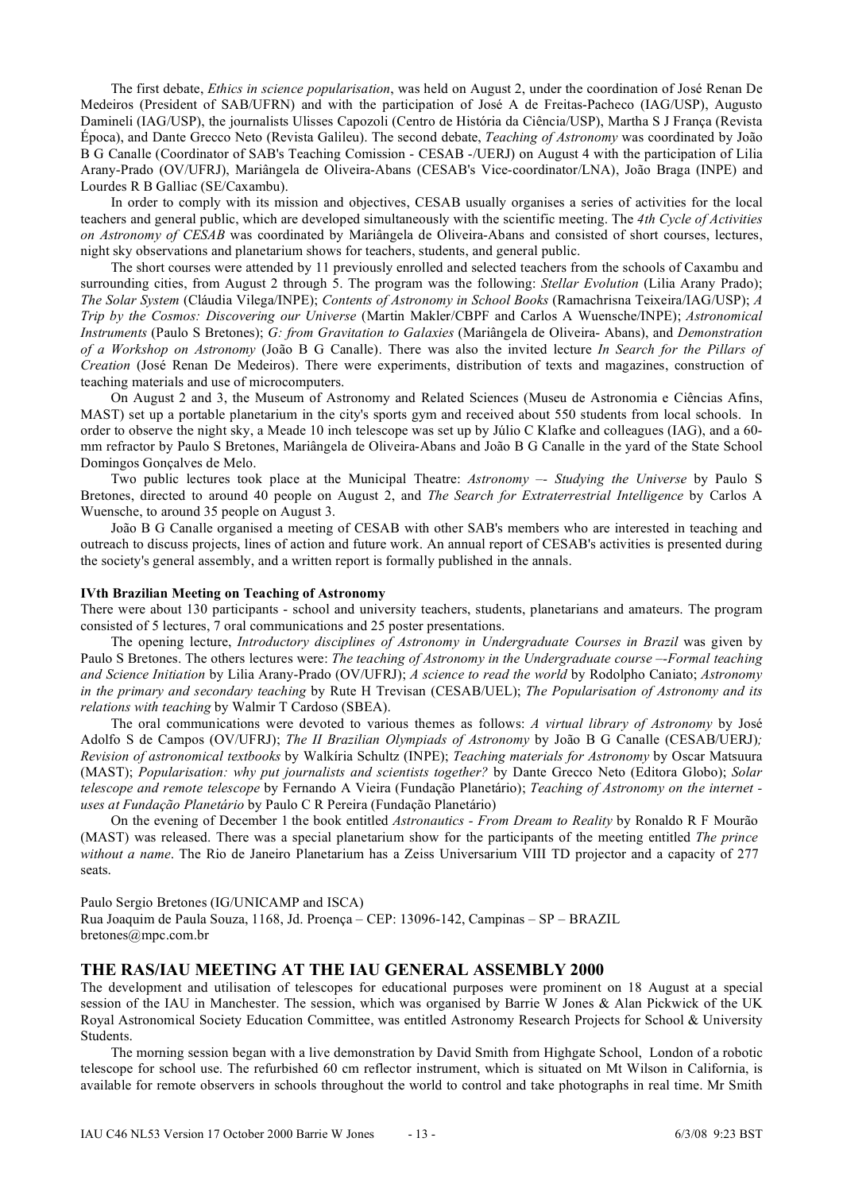The first debate, *Ethics in science popularisation*, was held on August 2, under the coordination of José Renan De Medeiros (President of SAB/UFRN) and with the participation of José A de Freitas-Pacheco (IAG/USP), Augusto Damineli (IAG/USP), the journalists Ulisses Capozoli (Centro de História da Ciência/USP), Martha S J França (Revista Época), and Dante Grecco Neto (Revista Galileu). The second debate, *Teaching of Astronomy* was coordinated by João B G Canalle (Coordinator of SAB's Teaching Comission - CESAB -/UERJ) on August 4 with the participation of Lilia Arany-Prado (OV/UFRJ), Mariângela de Oliveira-Abans (CESAB's Vice-coordinator/LNA), João Braga (INPE) and Lourdes R B Galliac (SE/Caxambu).

In order to comply with its mission and objectives, CESAB usually organises a series of activities for the local teachers and general public, which are developed simultaneously with the scientific meeting. The *4th Cycle of Activities on Astronomy of CESAB* was coordinated by Mariângela de Oliveira-Abans and consisted of short courses, lectures, night sky observations and planetarium shows for teachers, students, and general public.

The short courses were attended by 11 previously enrolled and selected teachers from the schools of Caxambu and surrounding cities, from August 2 through 5. The program was the following: *Stellar Evolution* (Lilia Arany Prado); *The Solar System* (Cláudia Vilega/INPE); *Contents of Astronomy in School Books* (Ramachrisna Teixeira/IAG/USP); *A Trip by the Cosmos: Discovering our Universe* (Martin Makler/CBPF and Carlos A Wuensche/INPE); *Astronomical Instruments* (Paulo S Bretones); *G: from Gravitation to Galaxies* (Mariângela de Oliveira- Abans), and *Demonstration of a Workshop on Astronomy* (João B G Canalle). There was also the invited lecture *In Search for the Pillars of Creation* (José Renan De Medeiros). There were experiments, distribution of texts and magazines, construction of teaching materials and use of microcomputers.

On August 2 and 3, the Museum of Astronomy and Related Sciences (Museu de Astronomia e Ciências Afins, MAST) set up a portable planetarium in the city's sports gym and received about 550 students from local schools. In order to observe the night sky, a Meade 10 inch telescope was set up by Júlio C Klafke and colleagues (IAG), and a 60-mm refractor by Paulo S Bretones, Mariângela de Oliveira-Abans and João B G Canalle in the yard of the State School Domingos Gonçalves de Melo.

Two public lectures took place at the Municipal Theatre: *Astronomy –- Studying the Universe* by Paulo S Bretones, directed to around 40 people on August 2, and *The Search for Extraterrestrial Intelligence* by Carlos A Wuensche, to around 35 people on August 3.

João B G Canalle organised a meeting of CESAB with other SAB's members who are interested in teaching and outreach to discuss projects, lines of action and future work. An annual report of CESAB's activities is presented during the society's general assembly, and a written report is formally published in the annals.

**IVth Brazilian Meeting on Teaching of Astronomy**

There were about 130 participants - school and university teachers, students, planetarians and amateurs. The program consisted of 5 lectures, 7 oral communications and 25 poster presentations.

The opening lecture, *Introductory disciplines of Astronomy in Undergraduate Courses in Brazil* was given by Paulo S Bretones. The others lectures were: *The teaching of Astronomy in the Undergraduate course –-Formal teaching and Science Initiation* by Lilia Arany-Prado (OV/UFRJ); *A science to read the world* by Rodolpho Caniato; *Astronomy in the primary and secondary teaching* by Rute H Trevisan (CESAB/UEL); *The Popularisation of Astronomy and its relations with teaching* by Walmir T Cardoso (SBEA).

The oral communications were devoted to various themes as follows: *A virtual library of Astronomy* by José Adolfo S de Campos (OV/UFRJ); *The II Brazilian Olympiads of Astronomy* by João B G Canalle (CESAB/UERJ); *Revision of astronomical textbooks* by Walkíria Schultz (INPE); *Teaching materials for Astronomy* by Oscar Matsuura (MAST); *Popularisation: why put journalists and scientists together?* by Dante Grecco Neto (Editora Globo); *Solar telescope and remote telescope* by Fernando A Vieira (Fundação Planetário); *Teaching of Astronomy on the internet - uses at Fundação Planetário* by Paulo C R Pereira (Fundação Planetário)

On the evening of December 1 the book entitled *Astronautics - From Dream to Reality* by Ronaldo R F Mourão (MAST) was released. There was a special planetarium show for the participants of the meeting entitled *The prince without a name*. The Rio de Janeiro Planetarium has a Zeiss Universarium VIII TD projector and a capacity of 277 seats.

Paulo Sergio Bretones (IG/UNICAMP and ISCA)
Rua Joaquim de Paula Souza, 1168, Jd. Proença – CEP: 13096-142, Campinas – SP – BRAZIL
bretones@mpc.com.br

## THE RAS/IAU MEETING AT THE IAU GENERAL ASSEMBLY 2000

The development and utilisation of telescopes for educational purposes were prominent on 18 August at a special session of the IAU in Manchester. The session, which was organised by Barrie W Jones & Alan Pickwick of the UK Royal Astronomical Society Education Committee, was entitled Astronomy Research Projects for School & University Students.

The morning session began with a live demonstration by David Smith from Highgate School, London of a robotic telescope for school use. The refurbished 60 cm reflector instrument, which is situated on Mt Wilson in California, is available for remote observers in schools throughout the world to control and take photographs in real time. Mr Smith